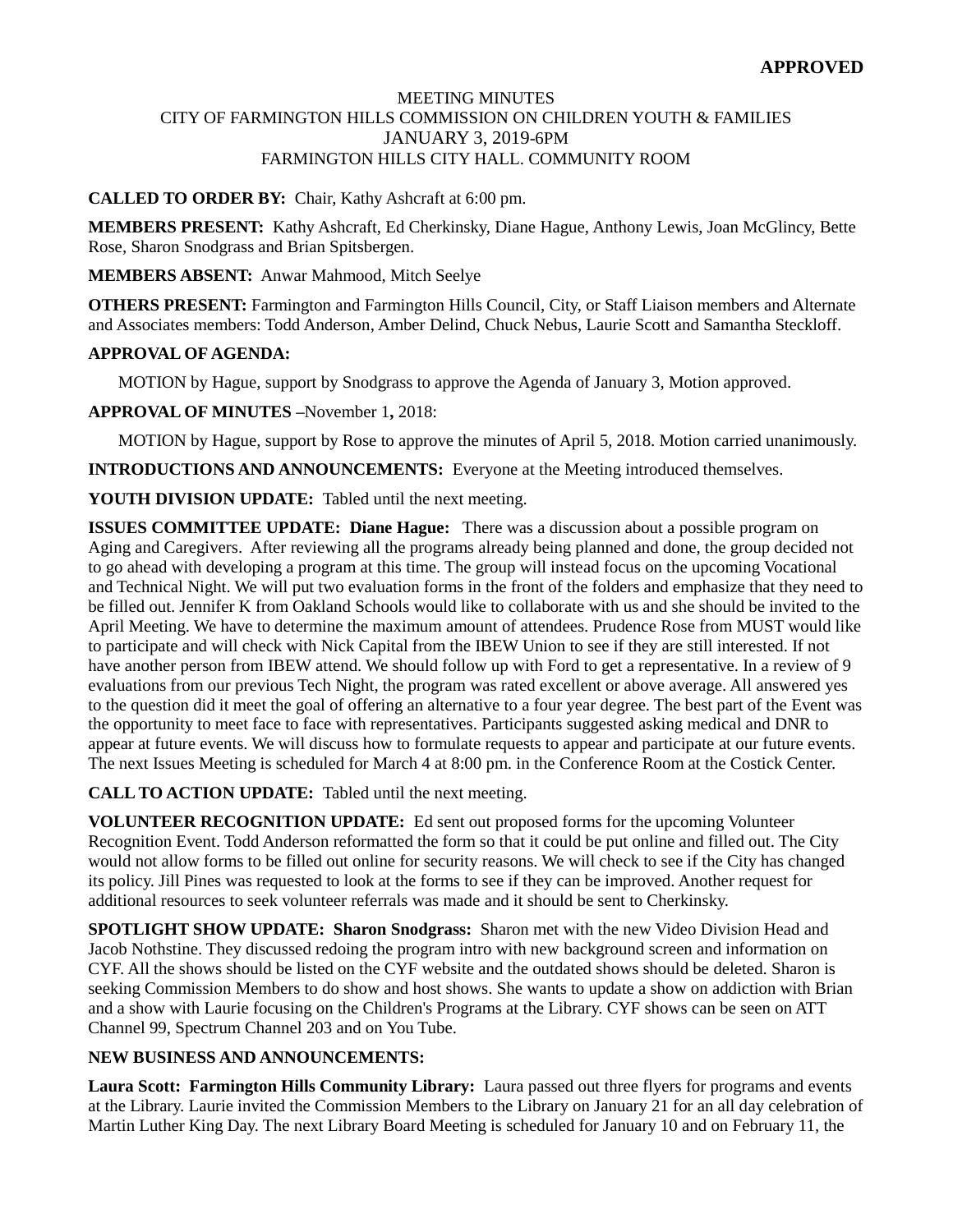**APPROVED**

MEETING MINUTES
CITY OF FARMINGTON HILLS COMMISSION ON CHILDREN YOUTH & FAMILIES
JANUARY 3, 2019-6PM
FARMINGTON HILLS CITY HALL. COMMUNITY ROOM

**CALLED TO ORDER BY:** Chair, Kathy Ashcraft at 6:00 pm.

**MEMBERS PRESENT:** Kathy Ashcraft, Ed Cherkinsky, Diane Hague, Anthony Lewis, Joan McGlincy, Bette Rose, Sharon Snodgrass and Brian Spitsbergen.

**MEMBERS ABSENT:** Anwar Mahmood, Mitch Seelye

**OTHERS PRESENT:** Farmington and Farmington Hills Council, City, or Staff Liaison members and Alternate and Associates members: Todd Anderson, Amber Delind, Chuck Nebus, Laurie Scott and Samantha Steckloff.

**APPROVAL OF AGENDA:**

MOTION by Hague, support by Snodgrass to approve the Agenda of January 3, Motion approved.

**APPROVAL OF MINUTES –**November 1**,** 2018:

MOTION by Hague, support by Rose to approve the minutes of April 5, 2018. Motion carried unanimously.

**INTRODUCTIONS AND ANNOUNCEMENTS:** Everyone at the Meeting introduced themselves.

**YOUTH DIVISION UPDATE:** Tabled until the next meeting.

**ISSUES COMMITTEE UPDATE: Diane Hague:** There was a discussion about a possible program on Aging and Caregivers. After reviewing all the programs already being planned and done, the group decided not to go ahead with developing a program at this time. The group will instead focus on the upcoming Vocational and Technical Night. We will put two evaluation forms in the front of the folders and emphasize that they need to be filled out. Jennifer K from Oakland Schools would like to collaborate with us and she should be invited to the April Meeting. We have to determine the maximum amount of attendees. Prudence Rose from MUST would like to participate and will check with Nick Capital from the IBEW Union to see if they are still interested. If not have another person from IBEW attend. We should follow up with Ford to get a representative. In a review of 9 evaluations from our previous Tech Night, the program was rated excellent or above average. All answered yes to the question did it meet the goal of offering an alternative to a four year degree. The best part of the Event was the opportunity to meet face to face with representatives. Participants suggested asking medical and DNR to appear at future events. We will discuss how to formulate requests to appear and participate at our future events. The next Issues Meeting is scheduled for March 4 at 8:00 pm. in the Conference Room at the Costick Center.

**CALL TO ACTION UPDATE:** Tabled until the next meeting.

**VOLUNTEER RECOGNITION UPDATE:** Ed sent out proposed forms for the upcoming Volunteer Recognition Event. Todd Anderson reformatted the form so that it could be put online and filled out. The City would not allow forms to be filled out online for security reasons. We will check to see if the City has changed its policy. Jill Pines was requested to look at the forms to see if they can be improved. Another request for additional resources to seek volunteer referrals was made and it should be sent to Cherkinsky.

**SPOTLIGHT SHOW UPDATE: Sharon Snodgrass:** Sharon met with the new Video Division Head and Jacob Nothstine. They discussed redoing the program intro with new background screen and information on CYF. All the shows should be listed on the CYF website and the outdated shows should be deleted. Sharon is seeking Commission Members to do show and host shows. She wants to update a show on addiction with Brian and a show with Laurie focusing on the Children's Programs at the Library. CYF shows can be seen on ATT Channel 99, Spectrum Channel 203 and on You Tube.

**NEW BUSINESS AND ANNOUNCEMENTS:**

**Laura Scott: Farmington Hills Community Library:** Laura passed out three flyers for programs and events at the Library. Laurie invited the Commission Members to the Library on January 21 for an all day celebration of Martin Luther King Day. The next Library Board Meeting is scheduled for January 10 and on February 11, the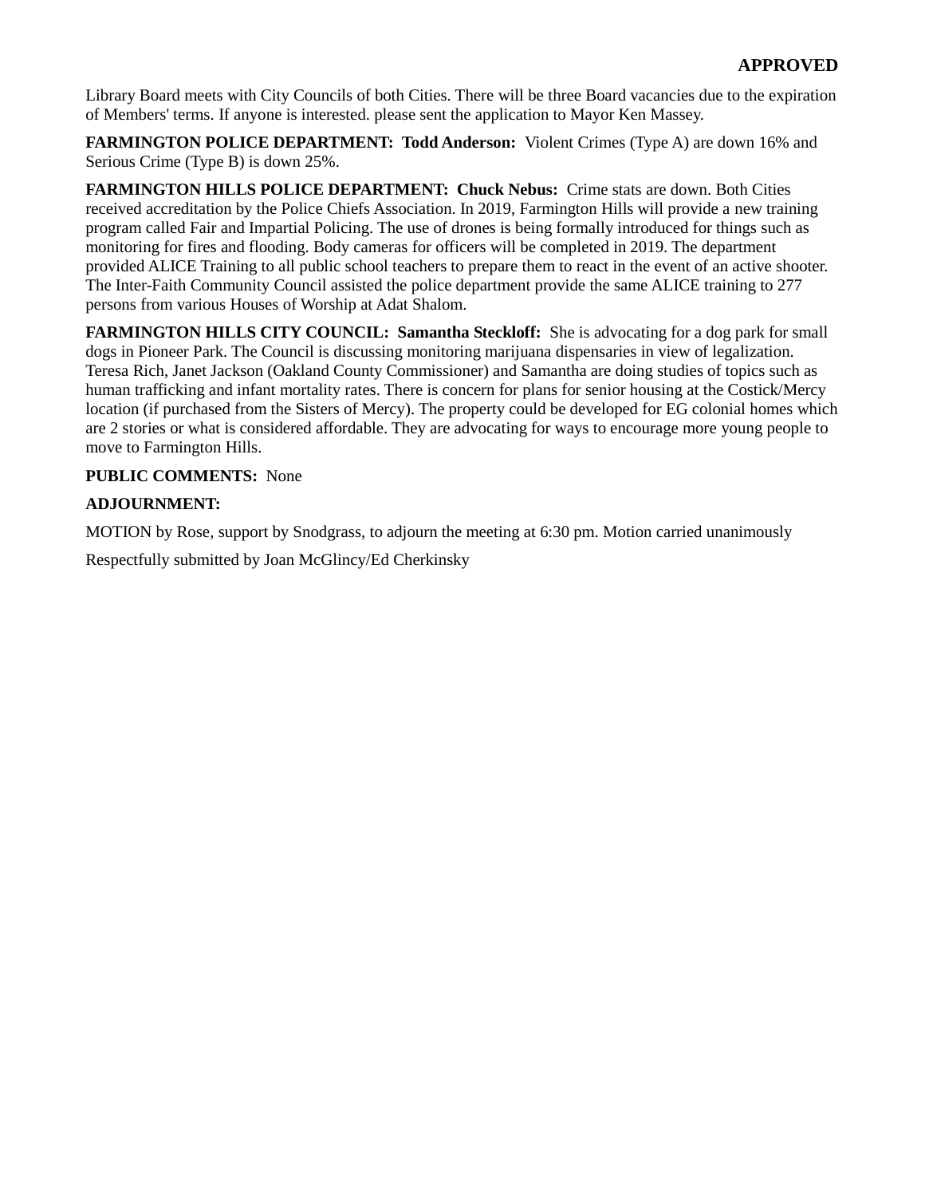**APPROVED**

Library Board meets with City Councils of both Cities. There will be three Board vacancies due to the expiration of Members' terms. If anyone is interested. please sent the application to Mayor Ken Massey.

**FARMINGTON POLICE DEPARTMENT: Todd Anderson:** Violent Crimes (Type A) are down 16% and Serious Crime (Type B) is down 25%.

**FARMINGTON HILLS POLICE DEPARTMENT: Chuck Nebus:** Crime stats are down. Both Cities received accreditation by the Police Chiefs Association. In 2019, Farmington Hills will provide a new training program called Fair and Impartial Policing. The use of drones is being formally introduced for things such as monitoring for fires and flooding. Body cameras for officers will be completed in 2019. The department provided ALICE Training to all public school teachers to prepare them to react in the event of an active shooter. The Inter-Faith Community Council assisted the police department provide the same ALICE training to 277 persons from various Houses of Worship at Adat Shalom.

**FARMINGTON HILLS CITY COUNCIL: Samantha Steckloff:** She is advocating for a dog park for small dogs in Pioneer Park. The Council is discussing monitoring marijuana dispensaries in view of legalization. Teresa Rich, Janet Jackson (Oakland County Commissioner) and Samantha are doing studies of topics such as human trafficking and infant mortality rates. There is concern for plans for senior housing at the Costick/Mercy location (if purchased from the Sisters of Mercy). The property could be developed for EG colonial homes which are 2 stories or what is considered affordable. They are advocating for ways to encourage more young people to move to Farmington Hills.

**PUBLIC COMMENTS:** None

**ADJOURNMENT:**

MOTION by Rose, support by Snodgrass, to adjourn the meeting at 6:30 pm. Motion carried unanimously

Respectfully submitted by Joan McGlincy/Ed Cherkinsky